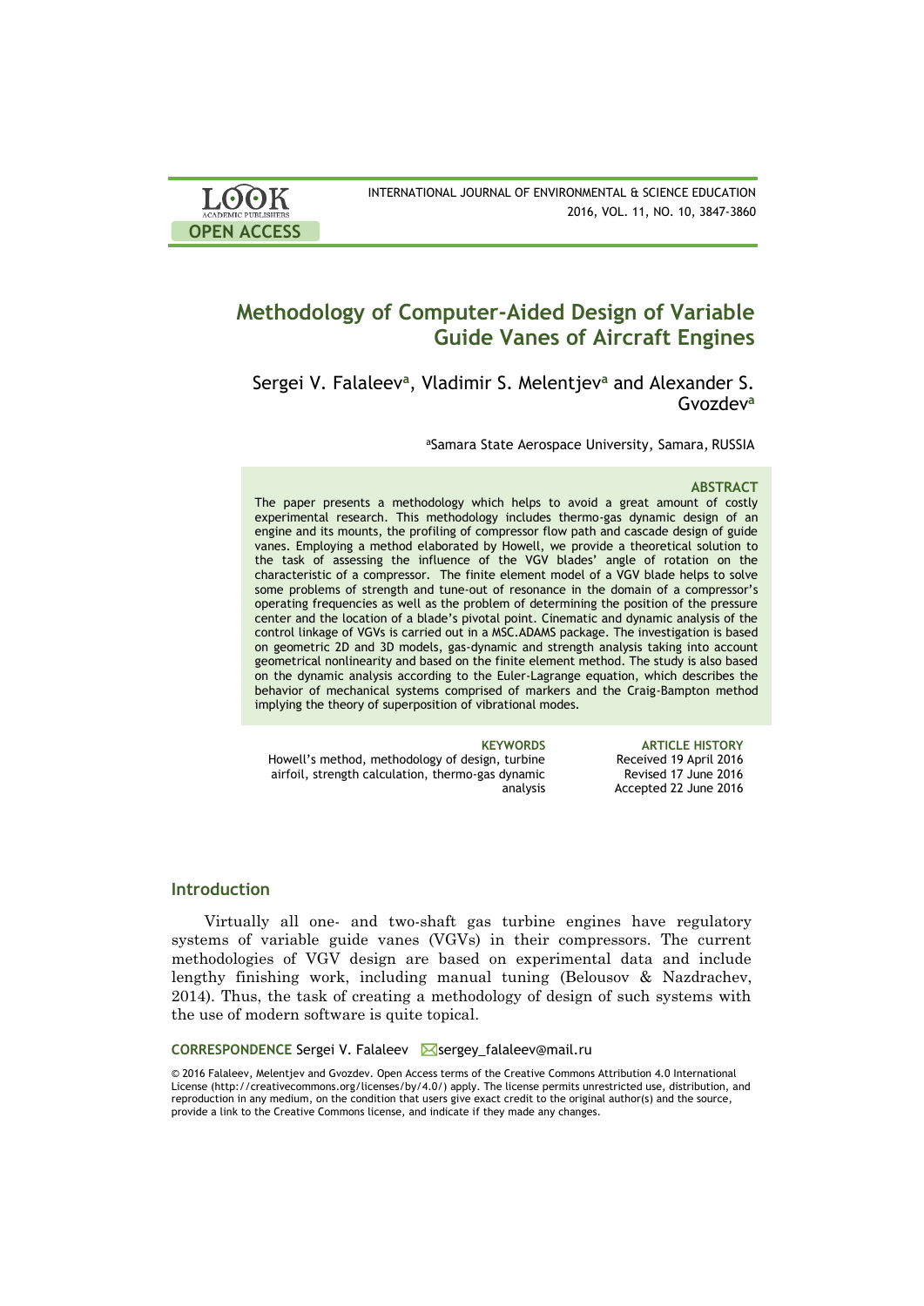# Methodology of Computer-Aided Design of Variable Guide Vanes of Aircraft Engines

Sergei V. Falaleev[a], Vladimir S. Melentjev[a] and Alexander S. Gvozdev[a]

[a]Samara State Aerospace University, Samara, RUSSIA

### ABSTRACT

The paper presents a methodology which helps to avoid a great amount of costly experimental research. This methodology includes thermo-gas dynamic design of an engine and its mounts, the profiling of compressor flow path and cascade design of guide vanes. Employing a method elaborated by Howell, we provide a theoretical solution to the task of assessing the influence of the VGV blades' angle of rotation on the characteristic of a compressor. The finite element model of a VGV blade helps to solve some problems of strength and tune-out of resonance in the domain of a compressor's operating frequencies as well as the problem of determining the position of the pressure center and the location of a blade's pivotal point. Cinematic and dynamic analysis of the control linkage of VGVs is carried out in a MSC.ADAMS package. The investigation is based on geometric 2D and 3D models, gas-dynamic and strength analysis taking into account geometrical nonlinearity and based on the finite element method. The study is also based on the dynamic analysis according to the Euler-Lagrange equation, which describes the behavior of mechanical systems comprised of markers and the Craig-Bampton method implying the theory of superposition of vibrational modes.

**KEYWORDS**
Howell's method, methodology of design, turbine airfoil, strength calculation, thermo-gas dynamic analysis

**ARTICLE HISTORY**
Received 19 April 2016
Revised 17 June 2016
Accepted 22 June 2016

## Introduction

Virtually all one- and two-shaft gas turbine engines have regulatory systems of variable guide vanes (VGVs) in their compressors. The current methodologies of VGV design are based on experimental data and include lengthy finishing work, including manual tuning (Belousov & Nazdrachev, 2014). Thus, the task of creating a methodology of design of such systems with the use of modern software is quite topical.

**CORRESPONDENCE** Sergei V. Falaleev sergey_falaleev@mail.ru

© 2016 Falaleev, Melentjev and Gvozdev. Open Access terms of the Creative Commons Attribution 4.0 International License (http://creativecommons.org/licenses/by/4.0/) apply. The license permits unrestricted use, distribution, and reproduction in any medium, on the condition that users give exact credit to the original author(s) and the source, provide a link to the Creative Commons license, and indicate if they made any changes.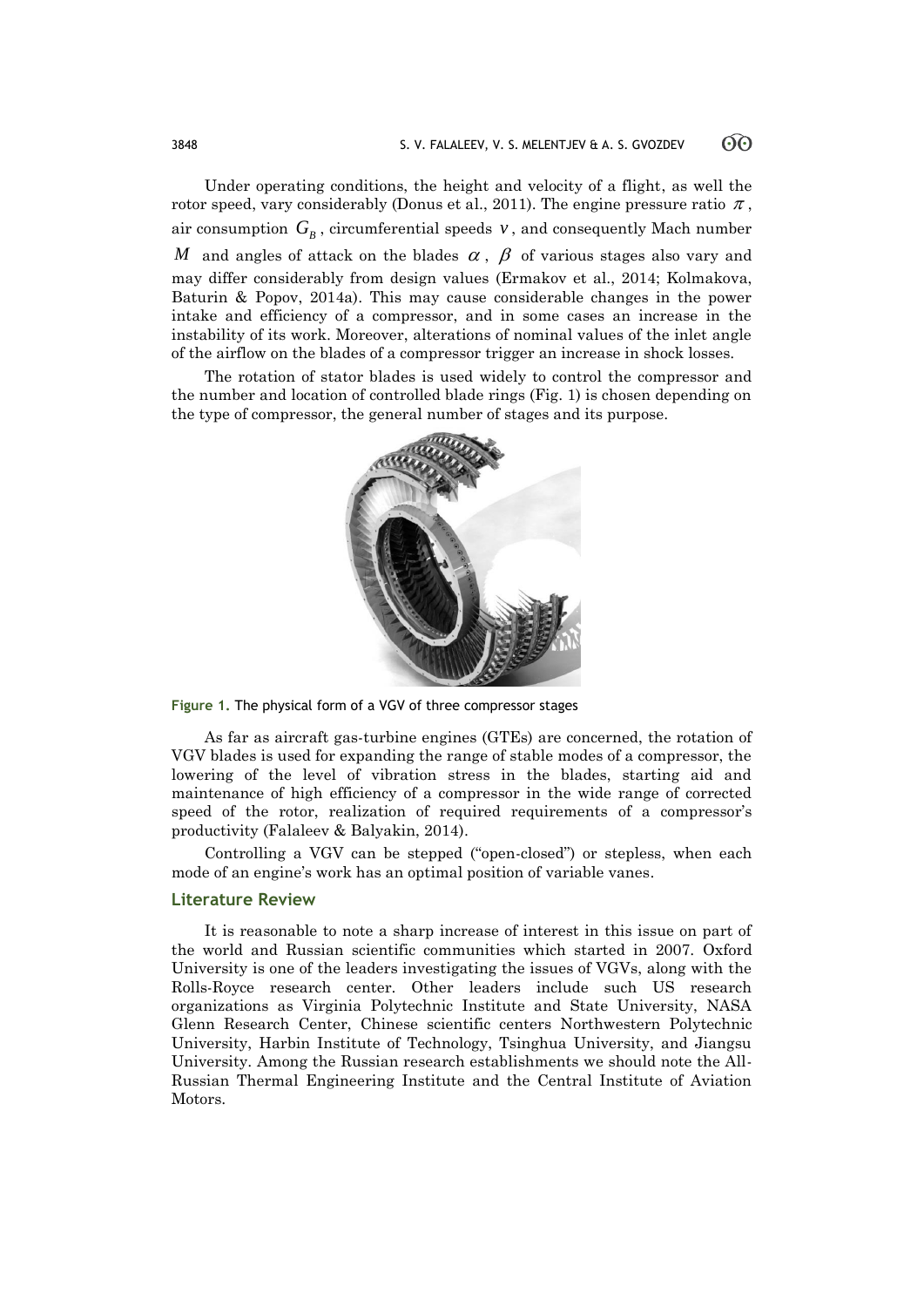Under operating conditions, the height and velocity of a flight, as well the rotor speed, vary considerably (Donus et al., 2011). The engine pressure ratio $\pi$, air consumption $G_B$, circumferential speeds $v$, and consequently Mach number $M$ and angles of attack on the blades $\alpha$, $\beta$ of various stages also vary and may differ considerably from design values (Ermakov et al., 2014; Kolmakova, Baturin & Popov, 2014a). This may cause considerable changes in the power intake and efficiency of a compressor, and in some cases an increase in the instability of its work. Moreover, alterations of nominal values of the inlet angle of the airflow on the blades of a compressor trigger an increase in shock losses.

The rotation of stator blades is used widely to control the compressor and the number and location of controlled blade rings (Fig. 1) is chosen depending on the type of compressor, the general number of stages and its purpose.

**Figure 1.** The physical form of a VGV of three compressor stages

As far as aircraft gas-turbine engines (GTEs) are concerned, the rotation of VGV blades is used for expanding the range of stable modes of a compressor, the lowering of the level of vibration stress in the blades, starting aid and maintenance of high efficiency of a compressor in the wide range of corrected speed of the rotor, realization of required requirements of a compressor's productivity (Falaleev & Balyakin, 2014).

Controlling a VGV can be stepped ("open-closed") or stepless, when each mode of an engine's work has an optimal position of variable vanes.

## Literature Review

It is reasonable to note a sharp increase of interest in this issue on part of the world and Russian scientific communities which started in 2007. Oxford University is one of the leaders investigating the issues of VGVs, along with the Rolls-Royce research center. Other leaders include such US research organizations as Virginia Polytechnic Institute and State University, NASA Glenn Research Center, Chinese scientific centers Northwestern Polytechnic University, Harbin Institute of Technology, Tsinghua University, and Jiangsu University. Among the Russian research establishments we should note the All-Russian Thermal Engineering Institute and the Central Institute of Aviation Motors.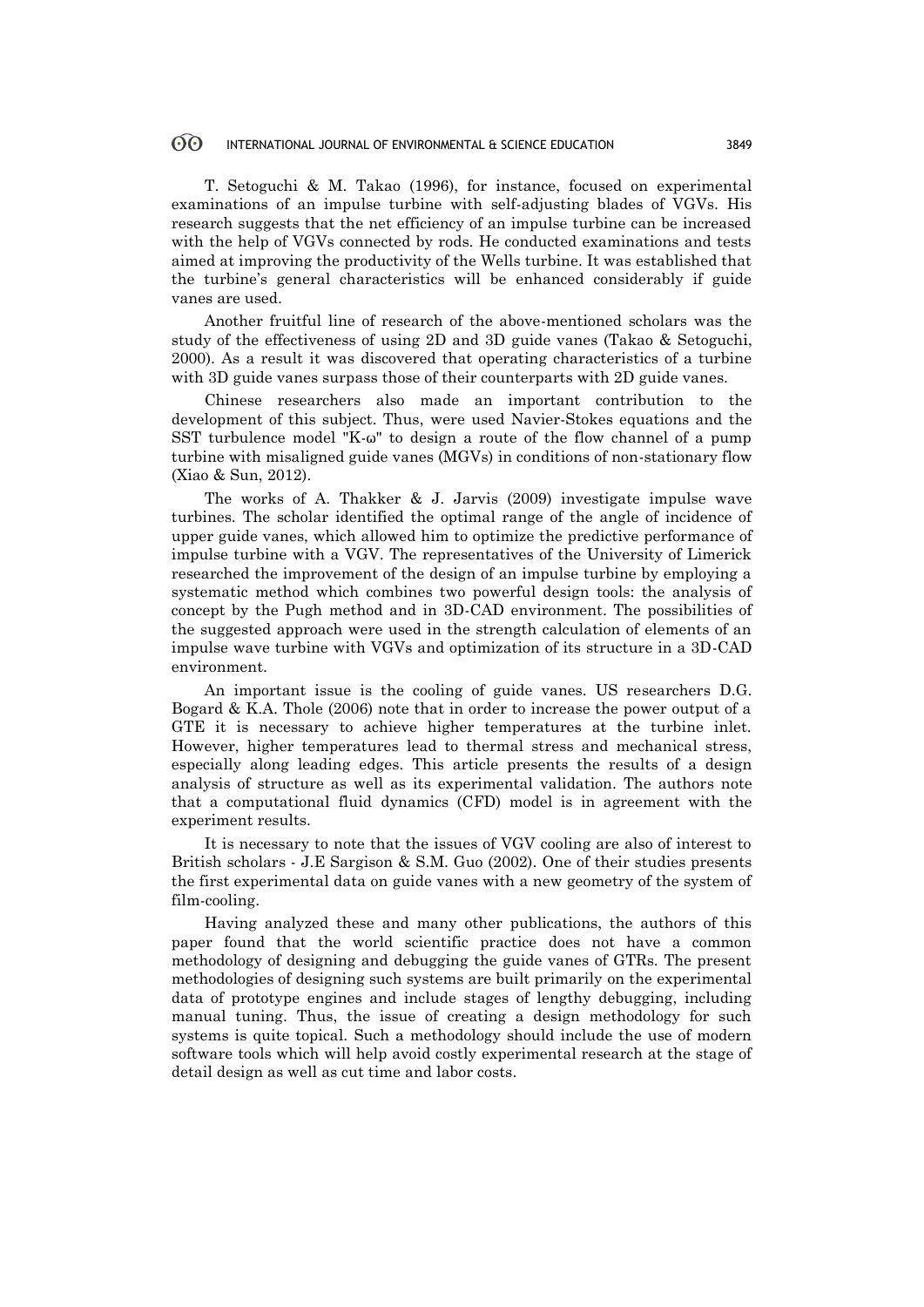T. Setoguchi & M. Takao (1996), for instance, focused on experimental examinations of an impulse turbine with self-adjusting blades of VGVs. His research suggests that the net efficiency of an impulse turbine can be increased with the help of VGVs connected by rods. He conducted examinations and tests aimed at improving the productivity of the Wells turbine. It was established that the turbine's general characteristics will be enhanced considerably if guide vanes are used.

Another fruitful line of research of the above-mentioned scholars was the study of the effectiveness of using 2D and 3D guide vanes (Takao & Setoguchi, 2000). As a result it was discovered that operating characteristics of a turbine with 3D guide vanes surpass those of their counterparts with 2D guide vanes.

Chinese researchers also made an important contribution to the development of this subject. Thus, were used Navier-Stokes equations and the SST turbulence model "K-ω" to design a route of the flow channel of a pump turbine with misaligned guide vanes (MGVs) in conditions of non-stationary flow (Xiao & Sun, 2012).

The works of A. Thakker & J. Jarvis (2009) investigate impulse wave turbines. The scholar identified the optimal range of the angle of incidence of upper guide vanes, which allowed him to optimize the predictive performance of impulse turbine with a VGV. The representatives of the University of Limerick researched the improvement of the design of an impulse turbine by employing a systematic method which combines two powerful design tools: the analysis of concept by the Pugh method and in 3D-CAD environment. The possibilities of the suggested approach were used in the strength calculation of elements of an impulse wave turbine with VGVs and optimization of its structure in a 3D-CAD environment.

An important issue is the cooling of guide vanes. US researchers D.G. Bogard & K.A. Thole (2006) note that in order to increase the power output of a GTE it is necessary to achieve higher temperatures at the turbine inlet. However, higher temperatures lead to thermal stress and mechanical stress, especially along leading edges. This article presents the results of a design analysis of structure as well as its experimental validation. The authors note that a computational fluid dynamics (CFD) model is in agreement with the experiment results.

It is necessary to note that the issues of VGV cooling are also of interest to British scholars - J.E Sargison & S.M. Guo (2002). One of their studies presents the first experimental data on guide vanes with a new geometry of the system of film-cooling.

Having analyzed these and many other publications, the authors of this paper found that the world scientific practice does not have a common methodology of designing and debugging the guide vanes of GTRs. The present methodologies of designing such systems are built primarily on the experimental data of prototype engines and include stages of lengthy debugging, including manual tuning. Thus, the issue of creating a design methodology for such systems is quite topical. Such a methodology should include the use of modern software tools which will help avoid costly experimental research at the stage of detail design as well as cut time and labor costs.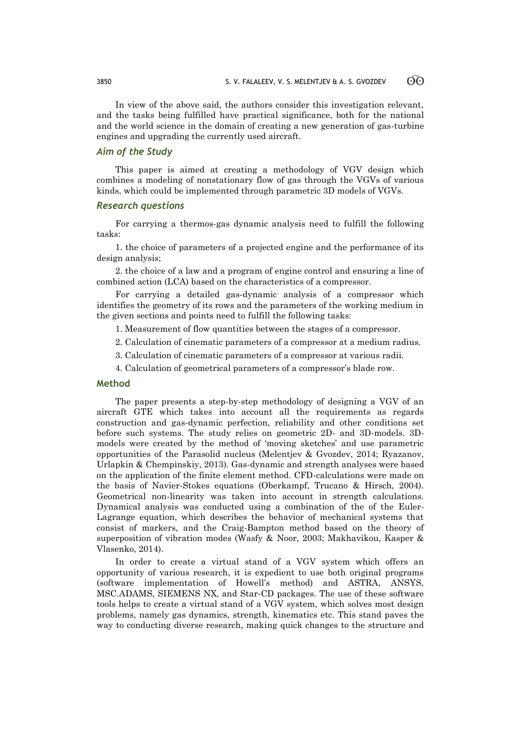In view of the above said, the authors consider this investigation relevant, and the tasks being fulfilled have practical significance, both for the national and the world science in the domain of creating a new generation of gas-turbine engines and upgrading the currently used aircraft.

## *Aim of the Study*

This paper is aimed at creating a methodology of VGV design which combines a modeling of nonstationary flow of gas through the VGVs of various kinds, which could be implemented through parametric 3D models of VGVs.

## *Research questions*

For carrying a thermos-gas dynamic analysis need to fulfill the following tasks:

1. the choice of parameters of a projected engine and the performance of its design analysis;

2. the choice of a law and a program of engine control and ensuring a line of combined action (LCA) based on the characteristics of a compressor.

For carrying a detailed gas-dynamic analysis of a compressor which identifies the geometry of its rows and the parameters of the working medium in the given sections and points need to fulfill the following tasks:

1. Measurement of flow quantities between the stages of a compressor.

2. Calculation of cinematic parameters of a compressor at a medium radius.

3. Calculation of cinematic parameters of a compressor at various radii.

4. Calculation of geometrical parameters of a compressor's blade row.

## Method

The paper presents a step-by-step methodology of designing a VGV of an aircraft GTE which takes into account all the requirements as regards construction and gas-dynamic perfection, reliability and other conditions set before such systems. The study relies on geometric 2D- and 3D-models. 3D-models were created by the method of 'moving sketches' and use parametric opportunities of the Parasolid nucleus (Melentjev & Gvozdev, 2014; Ryazanov, Urlapkin & Chempinskiy, 2013). Gas-dynamic and strength analyses were based on the application of the finite element method. CFD-calculations were made on the basis of Navier-Stokes equations (Oberkampf, Trucano & Hirsch, 2004). Geometrical non-linearity was taken into account in strength calculations. Dynamical analysis was conducted using a combination of the of the Euler-Lagrange equation, which describes the behavior of mechanical systems that consist of markers, and the Craig-Bampton method based on the theory of superposition of vibration modes (Wasfy & Noor, 2003; Makhavikou, Kasper & Vlasenko, 2014).

In order to create a virtual stand of a VGV system which offers an opportunity of various research, it is expedient to use both original programs (software implementation of Howell's method) and ASTRA, ANSYS, MSC.ADAMS, SIEMENS NX, and Star-CD packages. The use of these software tools helps to create a virtual stand of a VGV system, which solves most design problems, namely gas dynamics, strength, kinematics etc. This stand paves the way to conducting diverse research, making quick changes to the structure and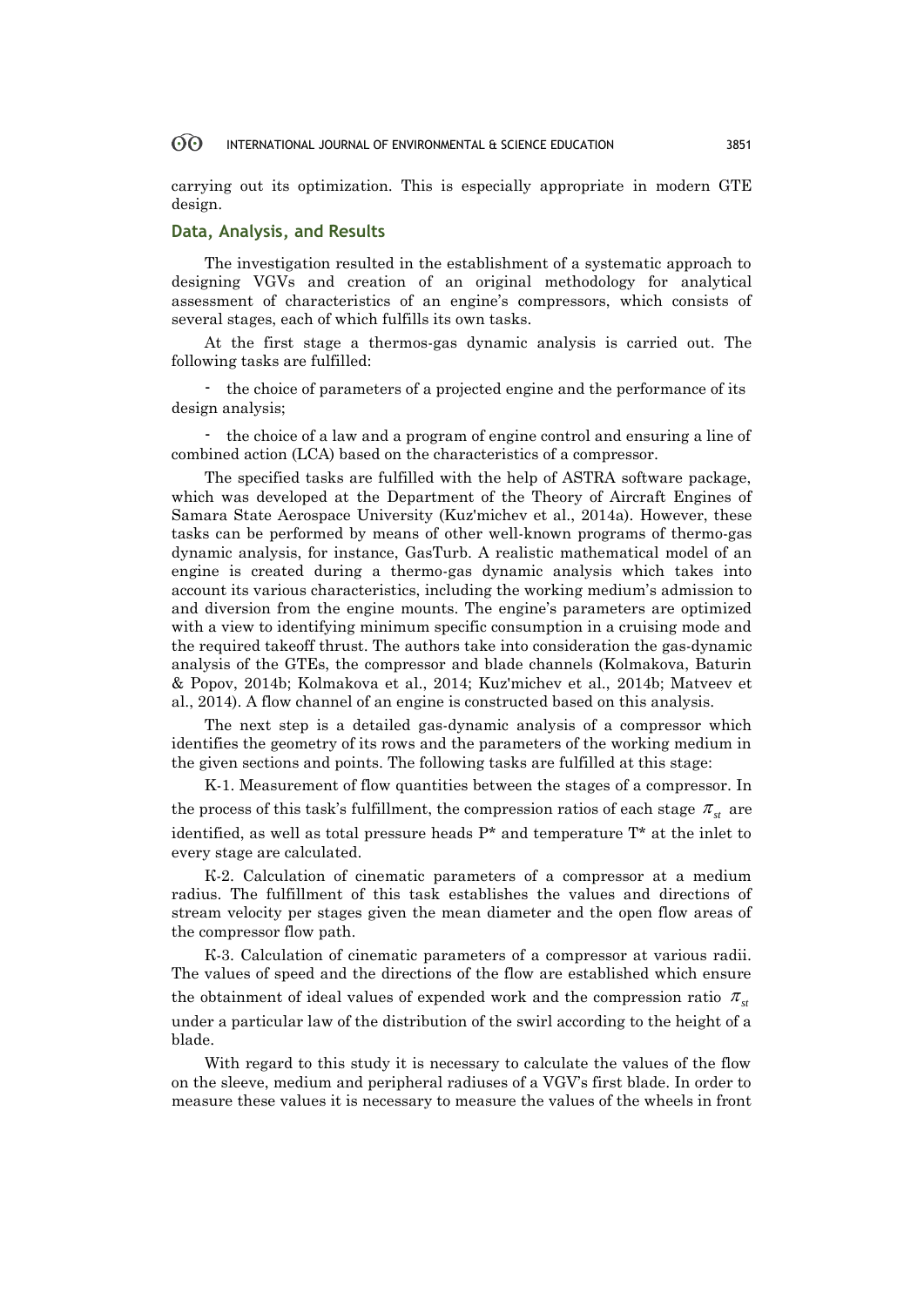carrying out its optimization. This is especially appropriate in modern GTE design.

## Data, Analysis, and Results

The investigation resulted in the establishment of a systematic approach to designing VGVs and creation of an original methodology for analytical assessment of characteristics of an engine's compressors, which consists of several stages, each of which fulfills its own tasks.

At the first stage a thermos-gas dynamic analysis is carried out. The following tasks are fulfilled:

- the choice of parameters of a projected engine and the performance of its design analysis;
- the choice of a law and a program of engine control and ensuring a line of combined action (LCA) based on the characteristics of a compressor.

The specified tasks are fulfilled with the help of ASTRA software package, which was developed at the Department of the Theory of Aircraft Engines of Samara State Aerospace University (Kuz'michev et al., 2014a). However, these tasks can be performed by means of other well-known programs of thermo-gas dynamic analysis, for instance, GasTurb. A realistic mathematical model of an engine is created during a thermo-gas dynamic analysis which takes into account its various characteristics, including the working medium's admission to and diversion from the engine mounts. The engine's parameters are optimized with a view to identifying minimum specific consumption in a cruising mode and the required takeoff thrust. The authors take into consideration the gas-dynamic analysis of the GTEs, the compressor and blade channels (Kolmakova, Baturin & Popov, 2014b; Kolmakova et al., 2014; Kuz'michev et al., 2014b; Matveev et al., 2014). A flow channel of an engine is constructed based on this analysis.

The next step is a detailed gas-dynamic analysis of a compressor which identifies the geometry of its rows and the parameters of the working medium in the given sections and points. The following tasks are fulfilled at this stage:

K-1. Measurement of flow quantities between the stages of a compressor. In the process of this task's fulfillment, the compression ratios of each stage $\pi_{st}$ are identified, as well as total pressure heads P* and temperature T* at the inlet to every stage are calculated.

K-2. Calculation of cinematic parameters of a compressor at a medium radius. The fulfillment of this task establishes the values and directions of stream velocity per stages given the mean diameter and the open flow areas of the compressor flow path.

K-3. Calculation of cinematic parameters of a compressor at various radii. The values of speed and the directions of the flow are established which ensure the obtainment of ideal values of expended work and the compression ratio $\pi_{st}$ under a particular law of the distribution of the swirl according to the height of a blade.

With regard to this study it is necessary to calculate the values of the flow on the sleeve, medium and peripheral radiuses of a VGV's first blade. In order to measure these values it is necessary to measure the values of the wheels in front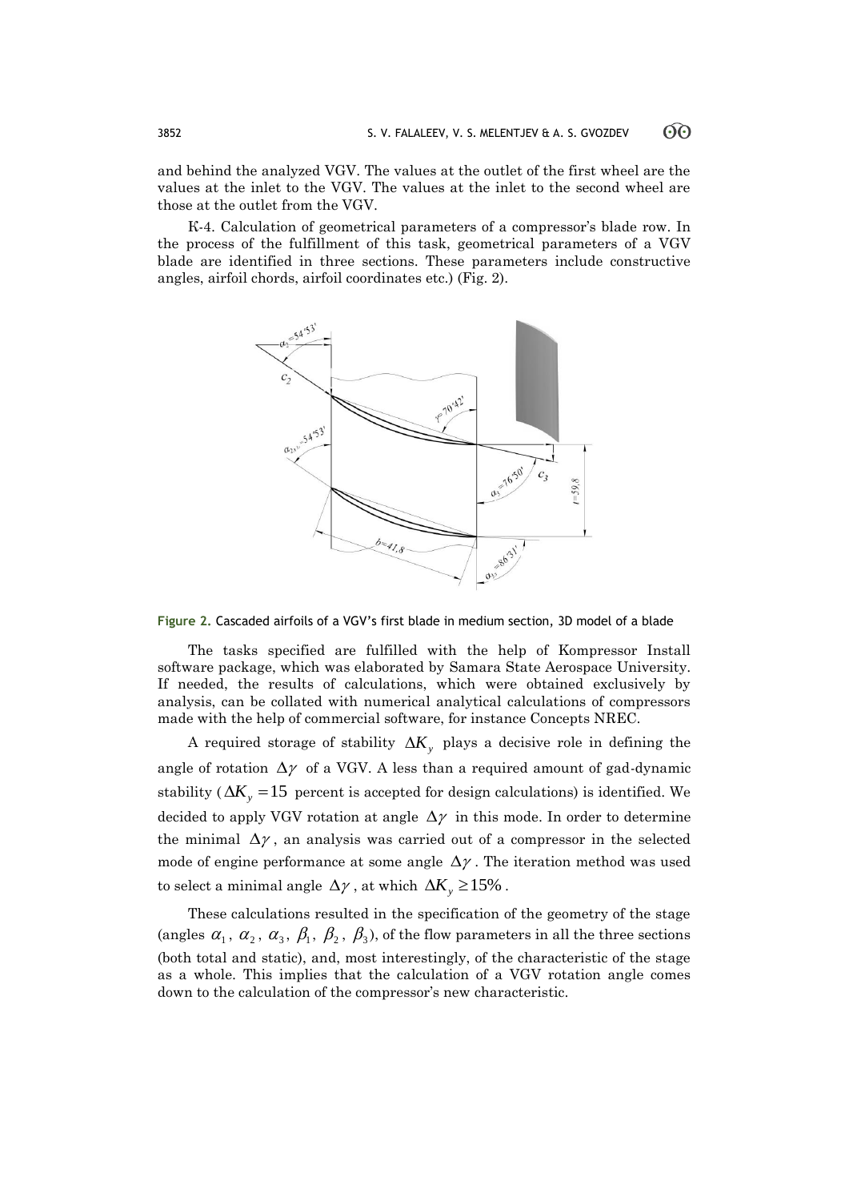and behind the analyzed VGV. The values at the outlet of the first wheel are the values at the inlet to the VGV. The values at the inlet to the second wheel are those at the outlet from the VGV.

К-4. Calculation of geometrical parameters of a compressor's blade row. In the process of the fulfillment of this task, geometrical parameters of a VGV blade are identified in three sections. These parameters include constructive angles, airfoil chords, airfoil coordinates etc.) (Fig. 2).

**Figure 2.** Cascaded airfoils of a VGV's first blade in medium section, 3D model of a blade

The tasks specified are fulfilled with the help of Kompressor Install software package, which was elaborated by Samara State Aerospace University. If needed, the results of calculations, which were obtained exclusively by analysis, can be collated with numerical analytical calculations of compressors made with the help of commercial software, for instance Concepts NREC.

A required storage of stability $\Delta K_y$ plays a decisive role in defining the angle of rotation $\Delta\gamma$ of a VGV. A less than a required amount of gad-dynamic stability ($\Delta K_y = 15$ percent is accepted for design calculations) is identified. We decided to apply VGV rotation at angle $\Delta\gamma$ in this mode. In order to determine the minimal $\Delta\gamma$, an analysis was carried out of a compressor in the selected mode of engine performance at some angle $\Delta\gamma$. The iteration method was used to select a minimal angle $\Delta\gamma$, at which $\Delta K_y \geq 15\%$.

These calculations resulted in the specification of the geometry of the stage (angles $\alpha_1$, $\alpha_2$, $\alpha_3$, $\beta_1$, $\beta_2$, $\beta_3$), of the flow parameters in all the three sections (both total and static), and, most interestingly, of the characteristic of the stage as a whole. This implies that the calculation of a VGV rotation angle comes down to the calculation of the compressor's new characteristic.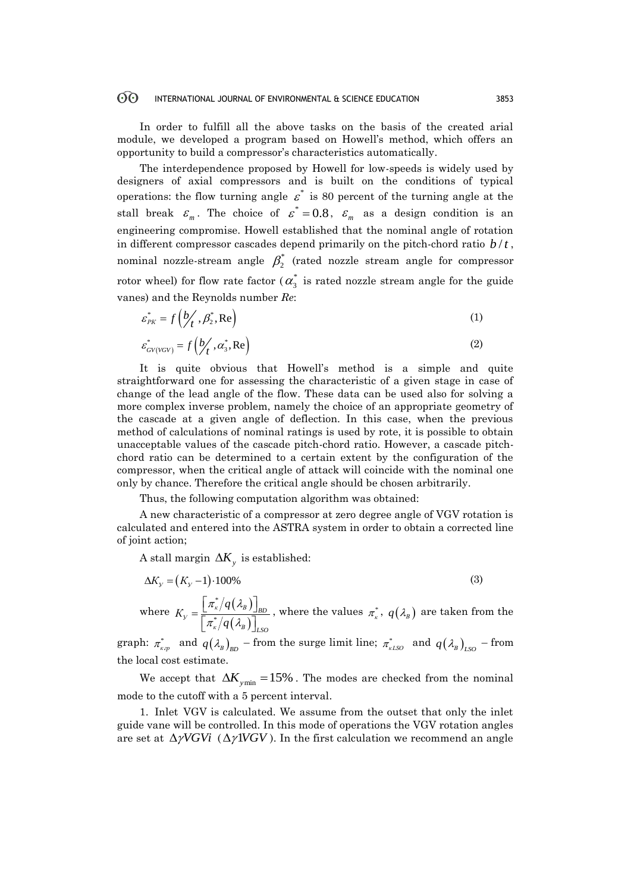In order to fulfill all the above tasks on the basis of the created arial module, we developed a program based on Howell's method, which offers an opportunity to build a compressor's characteristics automatically.

The interdependence proposed by Howell for low-speeds is widely used by designers of axial compressors and is built on the conditions of typical operations: the flow turning angle $\varepsilon^*$ is 80 percent of the turning angle at the stall break $\varepsilon_m$. The choice of $\varepsilon^* = 0.8$, $\varepsilon_m$ as a design condition is an engineering compromise. Howell established that the nominal angle of rotation in different compressor cascades depend primarily on the pitch-chord ratio $b/t$, nominal nozzle-stream angle $\beta_2^*$ (rated nozzle stream angle for compressor rotor wheel) for flow rate factor ($\alpha_3^*$ is rated nozzle stream angle for the guide vanes) and the Reynolds number *Re*:

$$\varepsilon_{PK}^* = f\left(b/t, \beta_2^*, \mathrm{Re}\right) \tag{1}$$

$$\varepsilon_{GV(VGV)}^* = f\left(b/t, \alpha_3^*, \mathrm{Re}\right) \tag{2}$$

It is quite obvious that Howell's method is a simple and quite straightforward one for assessing the characteristic of a given stage in case of change of the lead angle of the flow. These data can be used also for solving a more complex inverse problem, namely the choice of an appropriate geometry of the cascade at a given angle of deflection. In this case, when the previous method of calculations of nominal ratings is used by rote, it is possible to obtain unacceptable values of the cascade pitch-chord ratio. However, a cascade pitch-chord ratio can be determined to a certain extent by the configuration of the compressor, when the critical angle of attack will coincide with the nominal one only by chance. Therefore the critical angle should be chosen arbitrarily.

Thus, the following computation algorithm was obtained:

A new characteristic of a compressor at zero degree angle of VGV rotation is calculated and entered into the ASTRA system in order to obtain a corrected line of joint action;

A stall margin $\Delta K_y$ is established:

$$\Delta K_Y = \left(K_Y - 1\right)\cdot 100\% \tag{3}$$

where $K_Y = \dfrac{\left[\pi_\kappa^*/q\left(\lambda_B\right)\right]_{BD}}{\left[\pi_\kappa^*/q\left(\lambda_B\right)\right]_{LSO}}$, where the values $\pi_\kappa^*$, $q\left(\lambda_B\right)$ are taken from the graph: $\pi_{\kappa\text{гр}}^*$ and $q\left(\lambda_B\right)_{BD}$ – from the surge limit line; $\pi_{\kappa LSO}^*$ and $q\left(\lambda_B\right)_{LSO}$ – from the local cost estimate.

We accept that $\Delta K_{y\min} = 15\%$. The modes are checked from the nominal mode to the cutoff with a 5 percent interval.

1. Inlet VGV is calculated. We assume from the outset that only the inlet guide vane will be controlled. In this mode of operations the VGV rotation angles are set at $\Delta\gamma VGVi$ ($\Delta\gamma 1VGV$). In the first calculation we recommend an angle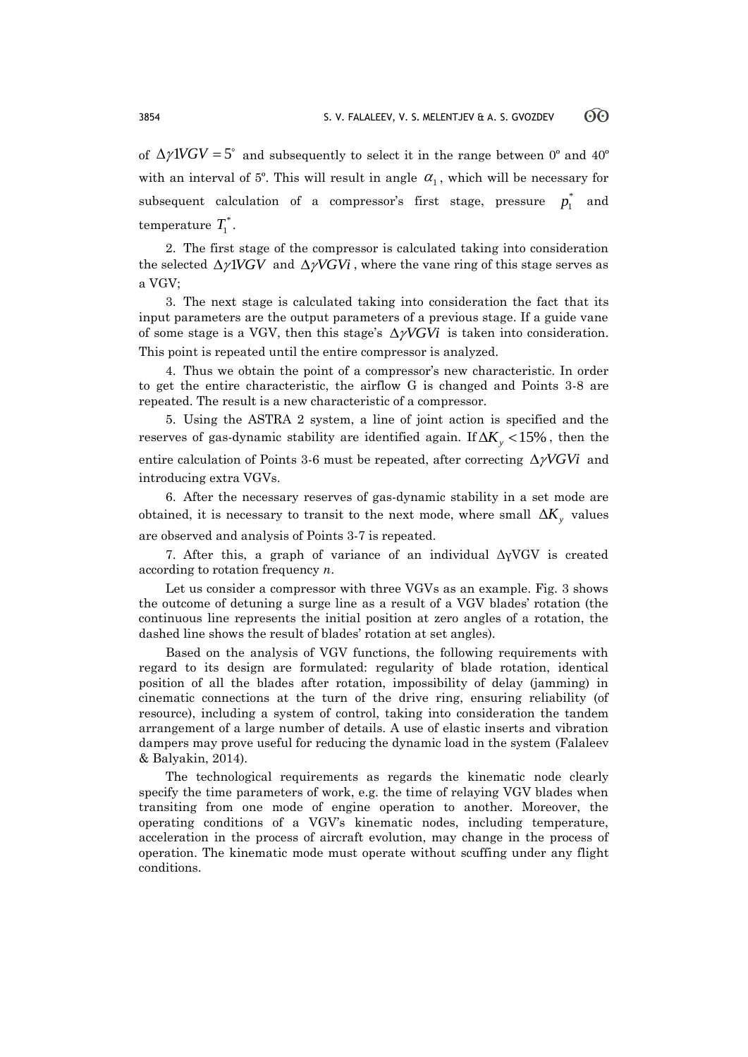of $\Delta\gamma 1VGV = 5^{\circ}$ and subsequently to select it in the range between 0º and 40º with an interval of 5º. This will result in angle $\alpha_1$, which will be necessary for subsequent calculation of a compressor's first stage, pressure $p_1^*$ and temperature $T_1^*$.

2. The first stage of the compressor is calculated taking into consideration the selected $\Delta\gamma 1VGV$ and $\Delta\gamma VGVi$, where the vane ring of this stage serves as a VGV;

3. The next stage is calculated taking into consideration the fact that its input parameters are the output parameters of a previous stage. If a guide vane of some stage is a VGV, then this stage's $\Delta\gamma VGVi$ is taken into consideration. This point is repeated until the entire compressor is analyzed.

4. Thus we obtain the point of a compressor's new characteristic. In order to get the entire characteristic, the airflow G is changed and Points 3-8 are repeated. The result is a new characteristic of a compressor.

5. Using the ASTRA 2 system, a line of joint action is specified and the reserves of gas-dynamic stability are identified again. If $\Delta K_y < 15\%$, then the entire calculation of Points 3-6 must be repeated, after correcting $\Delta\gamma VGVi$ and introducing extra VGVs.

6. After the necessary reserves of gas-dynamic stability in a set mode are obtained, it is necessary to transit to the next mode, where small $\Delta K_y$ values are observed and analysis of Points 3-7 is repeated.

7. After this, a graph of variance of an individual ΔγVGV is created according to rotation frequency *n*.

Let us consider a compressor with three VGVs as an example. Fig. 3 shows the outcome of detuning a surge line as a result of a VGV blades' rotation (the continuous line represents the initial position at zero angles of a rotation, the dashed line shows the result of blades' rotation at set angles).

Based on the analysis of VGV functions, the following requirements with regard to its design are formulated: regularity of blade rotation, identical position of all the blades after rotation, impossibility of delay (jamming) in cinematic connections at the turn of the drive ring, ensuring reliability (of resource), including a system of control, taking into consideration the tandem arrangement of a large number of details. A use of elastic inserts and vibration dampers may prove useful for reducing the dynamic load in the system (Falaleev & Balyakin, 2014).

The technological requirements as regards the kinematic node clearly specify the time parameters of work, e.g. the time of relaying VGV blades when transiting from one mode of engine operation to another. Moreover, the operating conditions of a VGV's kinematic nodes, including temperature, acceleration in the process of aircraft evolution, may change in the process of operation. The kinematic mode must operate without scuffing under any flight conditions.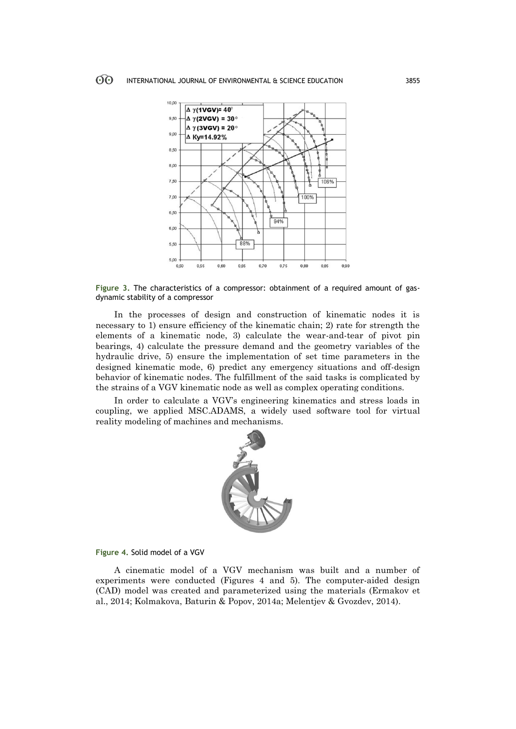Figure 3. The characteristics of a compressor: obtainment of a required amount of gas-dynamic stability of a compressor

In the processes of design and construction of kinematic nodes it is necessary to 1) ensure efficiency of the kinematic chain; 2) rate for strength the elements of a kinematic node, 3) calculate the wear-and-tear of pivot pin bearings, 4) calculate the pressure demand and the geometry variables of the hydraulic drive, 5) ensure the implementation of set time parameters in the designed kinematic mode, 6) predict any emergency situations and off-design behavior of kinematic nodes. The fulfillment of the said tasks is complicated by the strains of a VGV kinematic node as well as complex operating conditions.

In order to calculate a VGV's engineering kinematics and stress loads in coupling, we applied MSC.ADAMS, a widely used software tool for virtual reality modeling of machines and mechanisms.

Figure 4. Solid model of a VGV

A cinematic model of a VGV mechanism was built and a number of experiments were conducted (Figures 4 and 5). The computer-aided design (CAD) model was created and parameterized using the materials (Ermakov et al., 2014; Kolmakova, Baturin & Popov, 2014a; Melentjev & Gvozdev, 2014).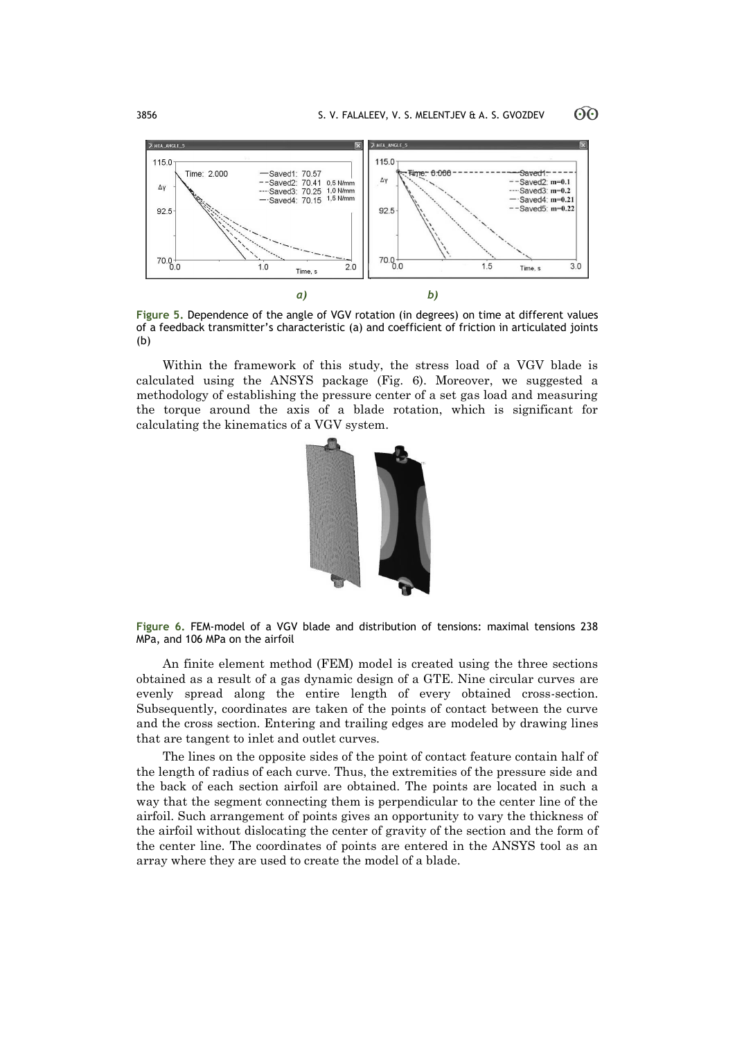Figure 5. Dependence of the angle of VGV rotation (in degrees) on time at different values of a feedback transmitter's characteristic (a) and coefficient of friction in articulated joints (b)

Within the framework of this study, the stress load of a VGV blade is calculated using the ANSYS package (Fig. 6). Moreover, we suggested a methodology of establishing the pressure center of a set gas load and measuring the torque around the axis of a blade rotation, which is significant for calculating the kinematics of a VGV system.

Figure 6. FEM-model of a VGV blade and distribution of tensions: maximal tensions 238 MPa, and 106 MPa on the airfoil

An finite element method (FEM) model is created using the three sections obtained as a result of a gas dynamic design of a GTE. Nine circular curves are evenly spread along the entire length of every obtained cross-section. Subsequently, coordinates are taken of the points of contact between the curve and the cross section. Entering and trailing edges are modeled by drawing lines that are tangent to inlet and outlet curves.

The lines on the opposite sides of the point of contact feature contain half of the length of radius of each curve. Thus, the extremities of the pressure side and the back of each section airfoil are obtained. The points are located in such a way that the segment connecting them is perpendicular to the center line of the airfoil. Such arrangement of points gives an opportunity to vary the thickness of the airfoil without dislocating the center of gravity of the section and the form of the center line. The coordinates of points are entered in the ANSYS tool as an array where they are used to create the model of a blade.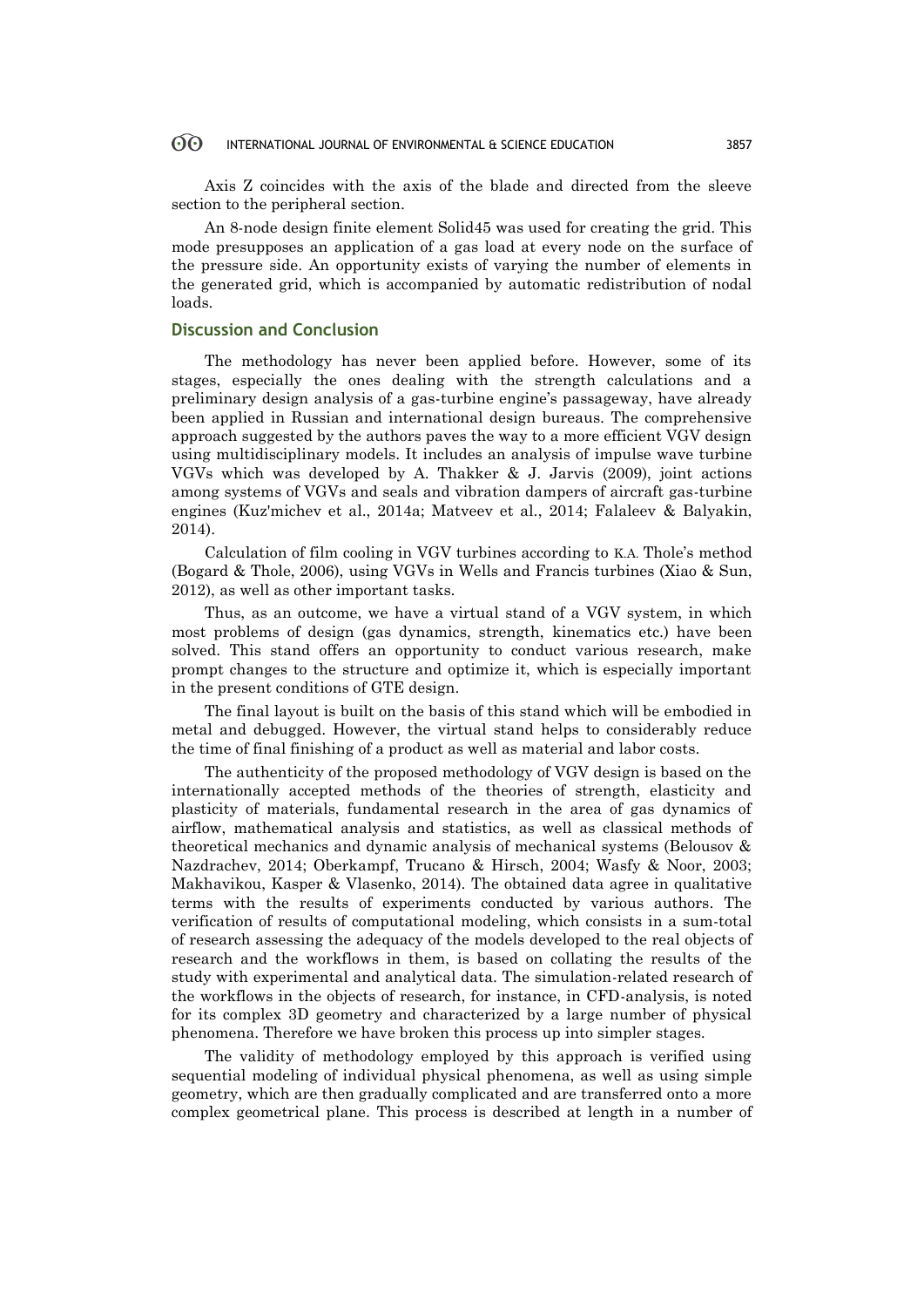Axis Z coincides with the axis of the blade and directed from the sleeve section to the peripheral section.

An 8-node design finite element Solid45 was used for creating the grid. This mode presupposes an application of a gas load at every node on the surface of the pressure side. An opportunity exists of varying the number of elements in the generated grid, which is accompanied by automatic redistribution of nodal loads.

## Discussion and Conclusion

The methodology has never been applied before. However, some of its stages, especially the ones dealing with the strength calculations and a preliminary design analysis of a gas-turbine engine's passageway, have already been applied in Russian and international design bureaus. The comprehensive approach suggested by the authors paves the way to a more efficient VGV design using multidisciplinary models. It includes an analysis of impulse wave turbine VGVs which was developed by A. Thakker & J. Jarvis (2009), joint actions among systems of VGVs and seals and vibration dampers of aircraft gas-turbine engines (Kuz'michev et al., 2014a; Matveev et al., 2014; Falaleev & Balyakin, 2014).

Calculation of film cooling in VGV turbines according to K.A. Thole's method (Bogard & Thole, 2006), using VGVs in Wells and Francis turbines (Xiao & Sun, 2012), as well as other important tasks.

Thus, as an outcome, we have a virtual stand of a VGV system, in which most problems of design (gas dynamics, strength, kinematics etc.) have been solved. This stand offers an opportunity to conduct various research, make prompt changes to the structure and optimize it, which is especially important in the present conditions of GTE design.

The final layout is built on the basis of this stand which will be embodied in metal and debugged. However, the virtual stand helps to considerably reduce the time of final finishing of a product as well as material and labor costs.

The authenticity of the proposed methodology of VGV design is based on the internationally accepted methods of the theories of strength, elasticity and plasticity of materials, fundamental research in the area of gas dynamics of airflow, mathematical analysis and statistics, as well as classical methods of theoretical mechanics and dynamic analysis of mechanical systems (Belousov & Nazdrachev, 2014; Oberkampf, Trucano & Hirsch, 2004; Wasfy & Noor, 2003; Makhavikou, Kasper & Vlasenko, 2014). The obtained data agree in qualitative terms with the results of experiments conducted by various authors. The verification of results of computational modeling, which consists in a sum-total of research assessing the adequacy of the models developed to the real objects of research and the workflows in them, is based on collating the results of the study with experimental and analytical data. The simulation-related research of the workflows in the objects of research, for instance, in CFD-analysis, is noted for its complex 3D geometry and characterized by a large number of physical phenomena. Therefore we have broken this process up into simpler stages.

The validity of methodology employed by this approach is verified using sequential modeling of individual physical phenomena, as well as using simple geometry, which are then gradually complicated and are transferred onto a more complex geometrical plane. This process is described at length in a number of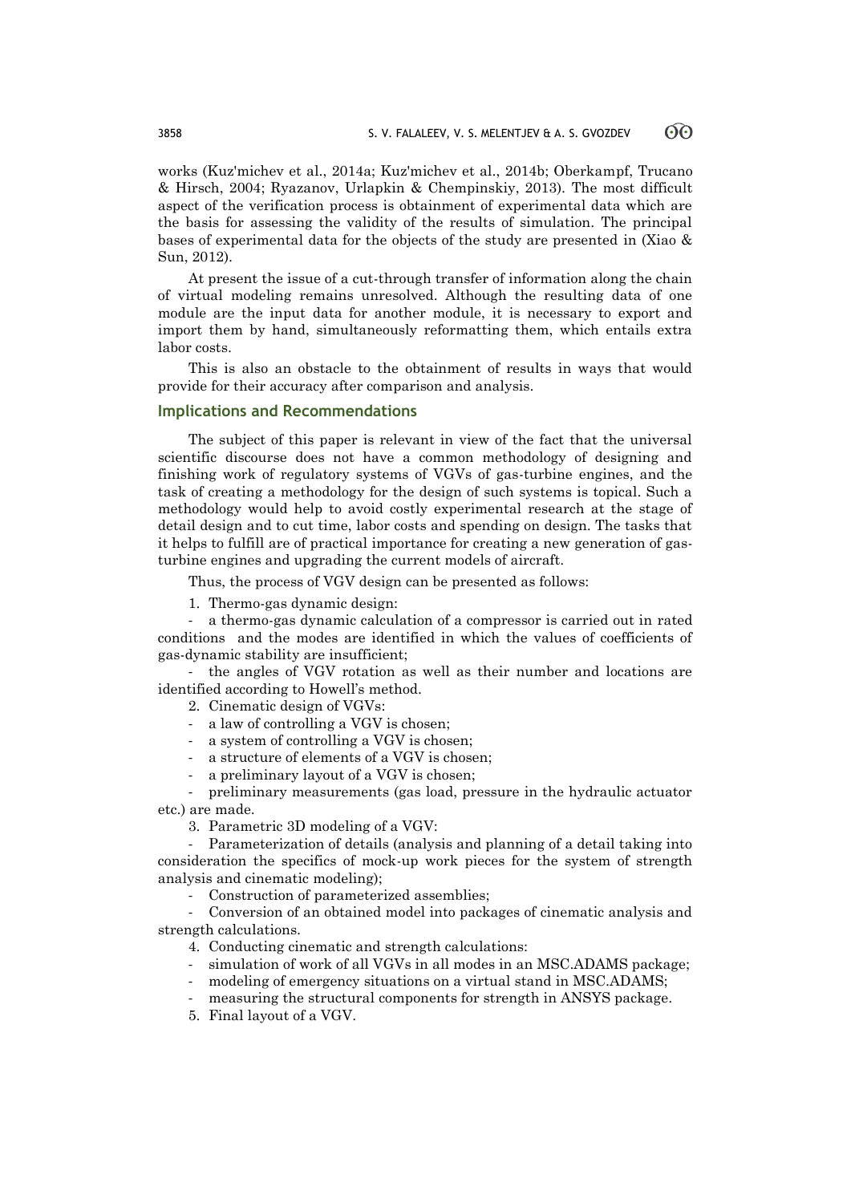works (Kuz'michev et al., 2014a; Kuz'michev et al., 2014b; Oberkampf, Trucano & Hirsch, 2004; Ryazanov, Urlapkin & Chempinskiy, 2013). The most difficult aspect of the verification process is obtainment of experimental data which are the basis for assessing the validity of the results of simulation. The principal bases of experimental data for the objects of the study are presented in (Xiao & Sun, 2012).

At present the issue of a cut-through transfer of information along the chain of virtual modeling remains unresolved. Although the resulting data of one module are the input data for another module, it is necessary to export and import them by hand, simultaneously reformatting them, which entails extra labor costs.

This is also an obstacle to the obtainment of results in ways that would provide for their accuracy after comparison and analysis.

## Implications and Recommendations

The subject of this paper is relevant in view of the fact that the universal scientific discourse does not have a common methodology of designing and finishing work of regulatory systems of VGVs of gas-turbine engines, and the task of creating a methodology for the design of such systems is topical. Such a methodology would help to avoid costly experimental research at the stage of detail design and to cut time, labor costs and spending on design. The tasks that it helps to fulfill are of practical importance for creating a new generation of gas-turbine engines and upgrading the current models of aircraft.

Thus, the process of VGV design can be presented as follows:

1. Thermo-gas dynamic design:
   - a thermo-gas dynamic calculation of a compressor is carried out in rated conditions and the modes are identified in which the values of coefficients of gas-dynamic stability are insufficient;
   - the angles of VGV rotation as well as their number and locations are identified according to Howell's method.
2. Cinematic design of VGVs:
   - a law of controlling a VGV is chosen;
   - a system of controlling a VGV is chosen;
   - a structure of elements of a VGV is chosen;
   - a preliminary layout of a VGV is chosen;
   - preliminary measurements (gas load, pressure in the hydraulic actuator etc.) are made.
3. Parametric 3D modeling of a VGV:
   - Parameterization of details (analysis and planning of a detail taking into consideration the specifics of mock-up work pieces for the system of strength analysis and cinematic modeling);
   - Construction of parameterized assemblies;
   - Conversion of an obtained model into packages of cinematic analysis and strength calculations.
4. Conducting cinematic and strength calculations:
   - simulation of work of all VGVs in all modes in an MSC.ADAMS package;
   - modeling of emergency situations on a virtual stand in MSC.ADAMS;
   - measuring the structural components for strength in ANSYS package.
5. Final layout of a VGV.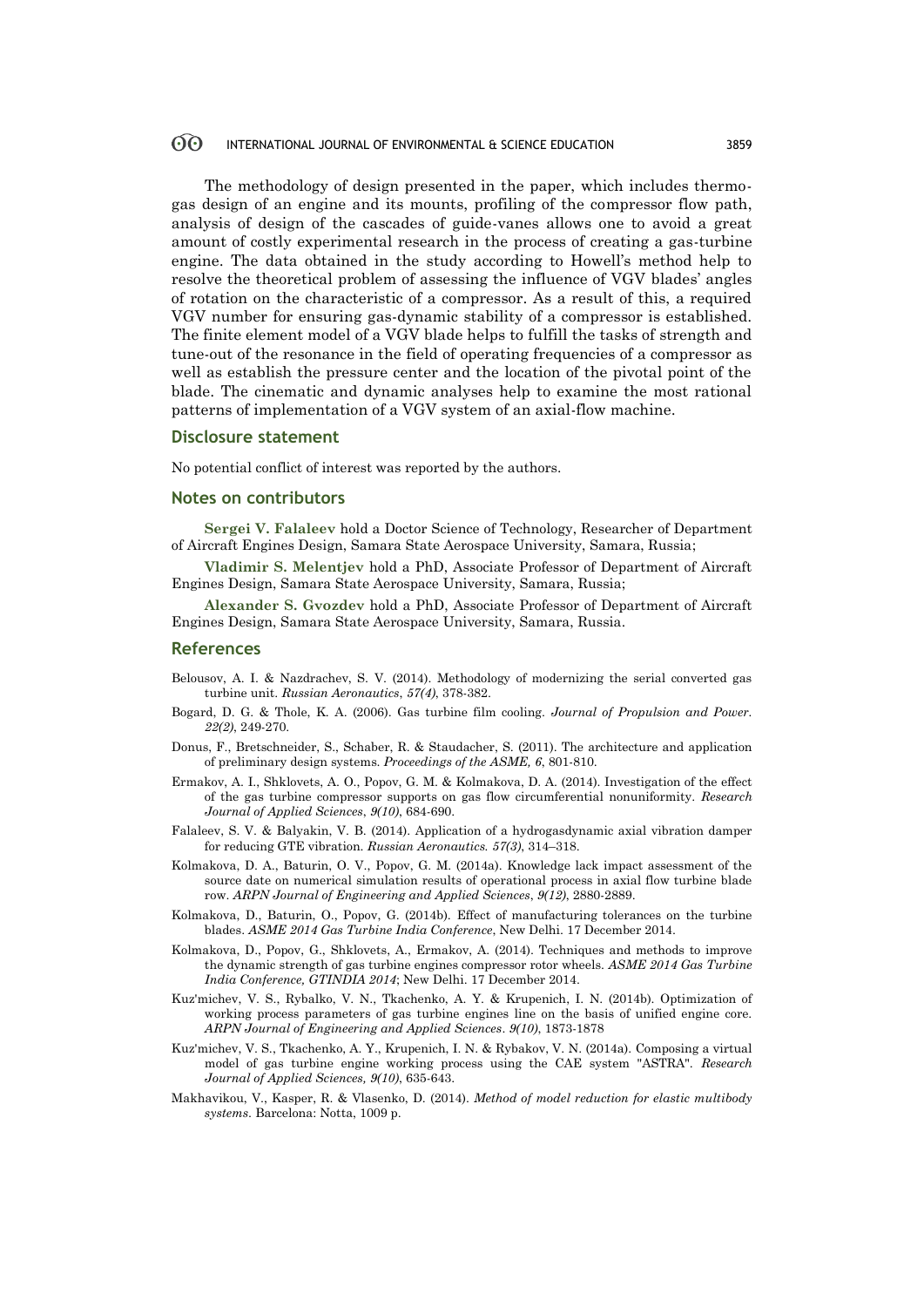The methodology of design presented in the paper, which includes thermo-gas design of an engine and its mounts, profiling of the compressor flow path, analysis of design of the cascades of guide-vanes allows one to avoid a great amount of costly experimental research in the process of creating a gas-turbine engine. The data obtained in the study according to Howell's method help to resolve the theoretical problem of assessing the influence of VGV blades' angles of rotation on the characteristic of a compressor. As a result of this, a required VGV number for ensuring gas-dynamic stability of a compressor is established. The finite element model of a VGV blade helps to fulfill the tasks of strength and tune-out of the resonance in the field of operating frequencies of a compressor as well as establish the pressure center and the location of the pivotal point of the blade. The cinematic and dynamic analyses help to examine the most rational patterns of implementation of a VGV system of an axial-flow machine.

## Disclosure statement

No potential conflict of interest was reported by the authors.

## Notes on contributors

**Sergei V. Falaleev** hold a Doctor Science of Technology, Researcher of Department of Aircraft Engines Design, Samara State Aerospace University, Samara, Russia;

**Vladimir S. Melentjev** hold a PhD, Associate Professor of Department of Aircraft Engines Design, Samara State Aerospace University, Samara, Russia;

**Alexander S. Gvozdev** hold a PhD, Associate Professor of Department of Aircraft Engines Design, Samara State Aerospace University, Samara, Russia.

## References

Belousov, A. I. & Nazdrachev, S. V. (2014). Methodology of modernizing the serial converted gas turbine unit. *Russian Aeronautics*, *57(4)*, 378-382.

Bogard, D. G. & Thole, K. A. (2006). Gas turbine film cooling. *Journal of Propulsion and Power*. *22(2)*, 249-270.

Donus, F., Bretschneider, S., Schaber, R. & Staudacher, S. (2011). The architecture and application of preliminary design systems. *Proceedings of the ASME, 6*, 801-810.

Ermakov, A. I., Shklovets, A. O., Popov, G. M. & Kolmakova, D. A. (2014). Investigation of the effect of the gas turbine compressor supports on gas flow circumferential nonuniformity. *Research Journal of Applied Sciences*, *9(10)*, 684-690.

Falaleev, S. V. & Balyakin, V. B. (2014). Application of a hydrogasdynamic axial vibration damper for reducing GTE vibration. *Russian Aeronautics. 57(3)*, 314–318.

Kolmakova, D. A., Baturin, O. V., Popov, G. M. (2014a). Knowledge lack impact assessment of the source date on numerical simulation results of operational process in axial flow turbine blade row. *ARPN Journal of Engineering and Applied Sciences*, *9(12)*, 2880-2889.

Kolmakova, D., Baturin, O., Popov, G. (2014b). Effect of manufacturing tolerances on the turbine blades. *ASME 2014 Gas Turbine India Conference*, New Delhi. 17 December 2014.

Kolmakova, D., Popov, G., Shklovets, A., Ermakov, A. (2014). Techniques and methods to improve the dynamic strength of gas turbine engines compressor rotor wheels. *ASME 2014 Gas Turbine India Conference, GTINDIA 2014*; New Delhi. 17 December 2014.

Kuz'michev, V. S., Rybalko, V. N., Tkachenko, A. Y. & Krupenich, I. N. (2014b). Optimization of working process parameters of gas turbine engines line on the basis of unified engine core. *ARPN Journal of Engineering and Applied Sciences*. *9(10)*, 1873-1878

Kuz'michev, V. S., Tkachenko, A. Y., Krupenich, I. N. & Rybakov, V. N. (2014a). Composing a virtual model of gas turbine engine working process using the CAE system "ASTRA". *Research Journal of Applied Sciences, 9(10)*, 635-643.

Makhavikou, V., Kasper, R. & Vlasenko, D. (2014). *Method of model reduction for elastic multibody systems*. Barcelona: Notta, 1009 p.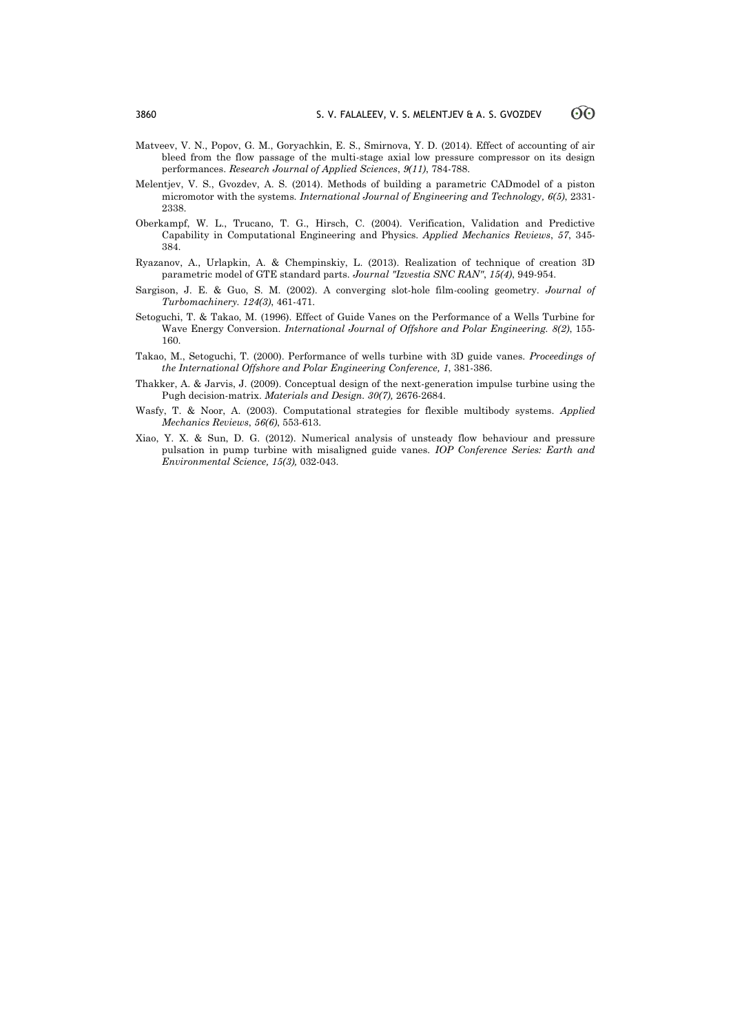Matveev, V. N., Popov, G. M., Goryachkin, E. S., Smirnova, Y. D. (2014). Effect of accounting of air bleed from the flow passage of the multi-stage axial low pressure compressor on its design performances. *Research Journal of Applied Sciences*, *9(11)*, 784-788.

Melentjev, V. S., Gvozdev, A. S. (2014). Methods of building a parametric CADmodel of a piston micromotor with the systems. *International Journal of Engineering and Technology, 6(5)*, 2331-2338.

Oberkampf, W. L., Trucano, T. G., Hirsch, C. (2004). Verification, Validation and Predictive Capability in Computational Engineering and Physics. *Applied Mechanics Reviews*, *57*, 345-384.

Ryazanov, A., Urlapkin, A. & Chempinskiy, L. (2013). Realization of technique of creation 3D parametric model of GTE standard parts. *Journal "Izvestia SNC RAN"*, *15(4)*, 949-954.

Sargison, J. E. & Guo, S. M. (2002). A converging slot-hole film-cooling geometry. *Journal of Turbomachinery. 124(3)*, 461-471.

Setoguchi, T. & Takao, M. (1996). Effect of Guide Vanes on the Performance of a Wells Turbine for Wave Energy Conversion. *International Journal of Offshore and Polar Engineering. 8(2)*, 155-160.

Takao, M., Setoguchi, T. (2000). Performance of wells turbine with 3D guide vanes. *Proceedings of the International Offshore and Polar Engineering Conference, 1*, 381-386.

Thakker, A. & Jarvis, J. (2009). Conceptual design of the next-generation impulse turbine using the Pugh decision-matrix. *Materials and Design. 30(7),* 2676-2684.

Wasfy, T. & Noor, A. (2003). Computational strategies for flexible multibody systems. *Applied Mechanics Reviews*, *56(6)*, 553-613.

Xiao, Y. X. & Sun, D. G. (2012). Numerical analysis of unsteady flow behaviour and pressure pulsation in pump turbine with misaligned guide vanes. *IOP Conference Series: Earth and Environmental Science, 15(3),* 032-043.